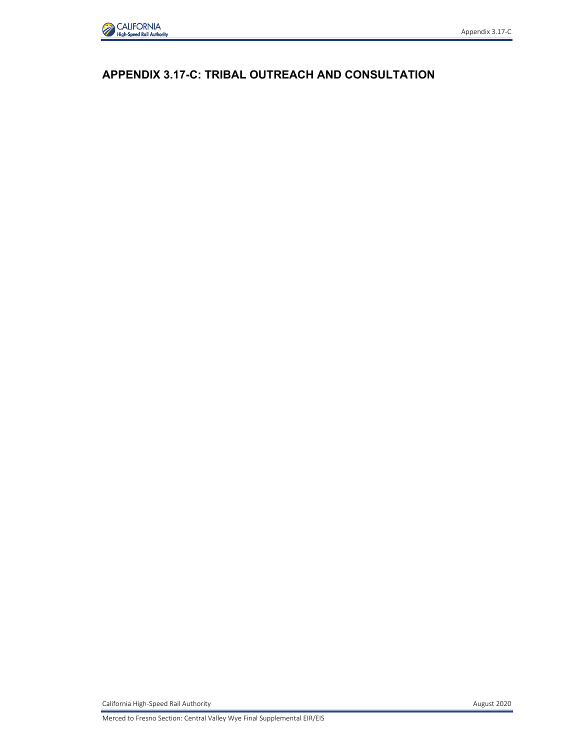# APPENDIX 3.17-C: TRIBAL OUTREACH AND CONSULTATION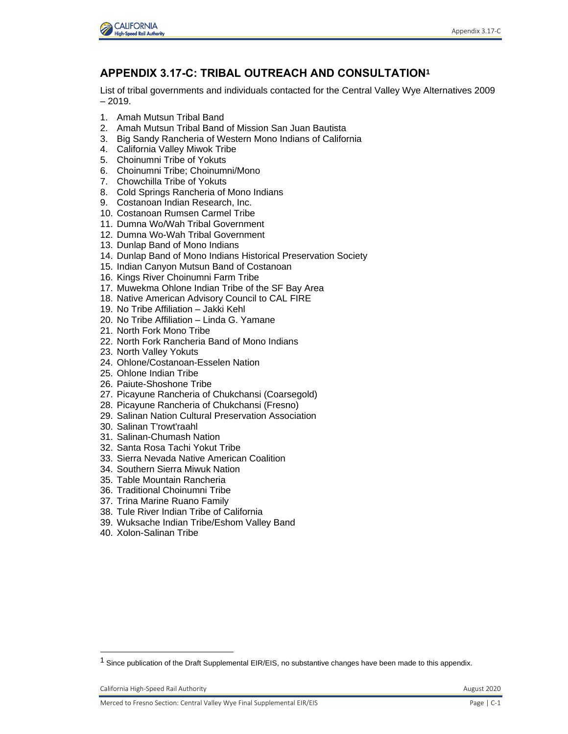## APPENDIX 3.17-C: TRIBAL OUTREACH AND CONSULTATION[1]

List of tribal governments and individuals contacted for the Central Valley Wye Alternatives 2009 – 2019.

1. Amah Mutsun Tribal Band
2. Amah Mutsun Tribal Band of Mission San Juan Bautista
3. Big Sandy Rancheria of Western Mono Indians of California
4. California Valley Miwok Tribe
5. Choinumni Tribe of Yokuts
6. Choinumni Tribe; Choinumni/Mono
7. Chowchilla Tribe of Yokuts
8. Cold Springs Rancheria of Mono Indians
9. Costanoan Indian Research, Inc.
10. Costanoan Rumsen Carmel Tribe
11. Dumna Wo/Wah Tribal Government
12. Dumna Wo-Wah Tribal Government
13. Dunlap Band of Mono Indians
14. Dunlap Band of Mono Indians Historical Preservation Society
15. Indian Canyon Mutsun Band of Costanoan
16. Kings River Choinumni Farm Tribe
17. Muwekma Ohlone Indian Tribe of the SF Bay Area
18. Native American Advisory Council to CAL FIRE
19. No Tribe Affiliation – Jakki Kehl
20. No Tribe Affiliation – Linda G. Yamane
21. North Fork Mono Tribe
22. North Fork Rancheria Band of Mono Indians
23. North Valley Yokuts
24. Ohlone/Costanoan-Esselen Nation
25. Ohlone Indian Tribe
26. Paiute-Shoshone Tribe
27. Picayune Rancheria of Chukchansi (Coarsegold)
28. Picayune Rancheria of Chukchansi (Fresno)
29. Salinan Nation Cultural Preservation Association
30. Salinan T'rowt'raahl
31. Salinan-Chumash Nation
32. Santa Rosa Tachi Yokut Tribe
33. Sierra Nevada Native American Coalition
34. Southern Sierra Miwuk Nation
35. Table Mountain Rancheria
36. Traditional Choinumni Tribe
37. Trina Marine Ruano Family
38. Tule River Indian Tribe of California
39. Wuksache Indian Tribe/Eshom Valley Band
40. Xolon-Salinan Tribe

[1] Since publication of the Draft Supplemental EIR/EIS, no substantive changes have been made to this appendix.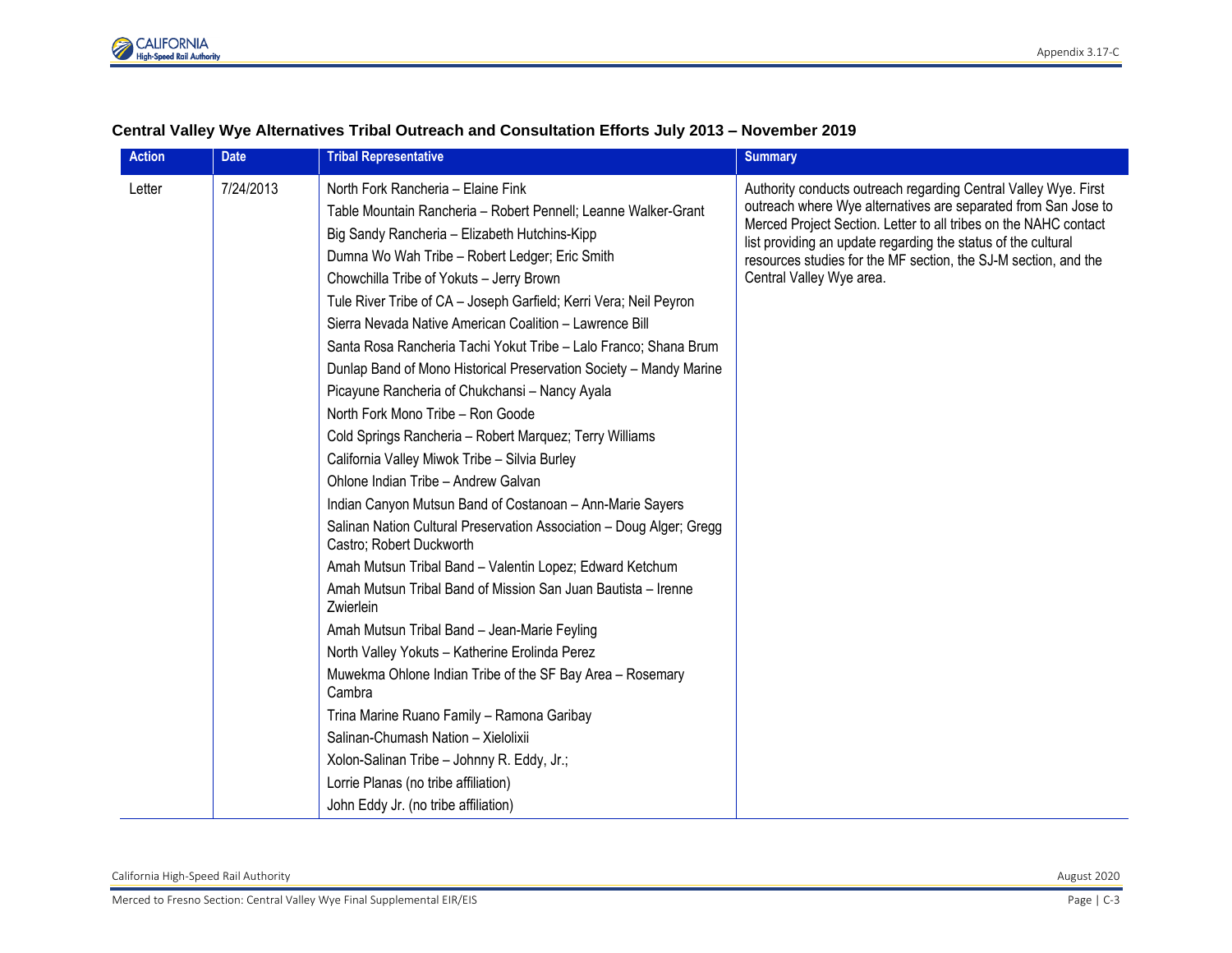### Central Valley Wye Alternatives Tribal Outreach and Consultation Efforts July 2013 – November 2019

| Action | Date | Tribal Representative | Summary |
|---|---|---|---|
| Letter | 7/24/2013 | North Fork Rancheria – Elaine Fink<br>Table Mountain Rancheria – Robert Pennell; Leanne Walker-Grant<br>Big Sandy Rancheria – Elizabeth Hutchins-Kipp<br>Dumna Wo Wah Tribe – Robert Ledger; Eric Smith<br>Chowchilla Tribe of Yokuts – Jerry Brown<br>Tule River Tribe of CA – Joseph Garfield; Kerri Vera; Neil Peyron<br>Sierra Nevada Native American Coalition – Lawrence Bill<br>Santa Rosa Rancheria Tachi Yokut Tribe – Lalo Franco; Shana Brum<br>Dunlap Band of Mono Historical Preservation Society – Mandy Marine<br>Picayune Rancheria of Chukchansi – Nancy Ayala<br>North Fork Mono Tribe – Ron Goode<br>Cold Springs Rancheria – Robert Marquez; Terry Williams<br>California Valley Miwok Tribe – Silvia Burley<br>Ohlone Indian Tribe – Andrew Galvan<br>Indian Canyon Mutsun Band of Costanoan – Ann-Marie Sayers<br>Salinan Nation Cultural Preservation Association – Doug Alger; Gregg Castro; Robert Duckworth<br>Amah Mutsun Tribal Band – Valentin Lopez; Edward Ketchum<br>Amah Mutsun Tribal Band of Mission San Juan Bautista – Irenne Zwierlein<br>Amah Mutsun Tribal Band – Jean-Marie Feyling<br>North Valley Yokuts – Katherine Erolinda Perez<br>Muwekma Ohlone Indian Tribe of the SF Bay Area – Rosemary Cambra<br>Trina Marine Ruano Family – Ramona Garibay<br>Salinan-Chumash Nation – Xielolixii<br>Xolon-Salinan Tribe – Johnny R. Eddy, Jr.;<br>Lorrie Planas (no tribe affiliation)<br>John Eddy Jr. (no tribe affiliation) | Authority conducts outreach regarding Central Valley Wye. First outreach where Wye alternatives are separated from San Jose to Merced Project Section. Letter to all tribes on the NAHC contact list providing an update regarding the status of the cultural resources studies for the MF section, the SJ-M section, and the Central Valley Wye area. |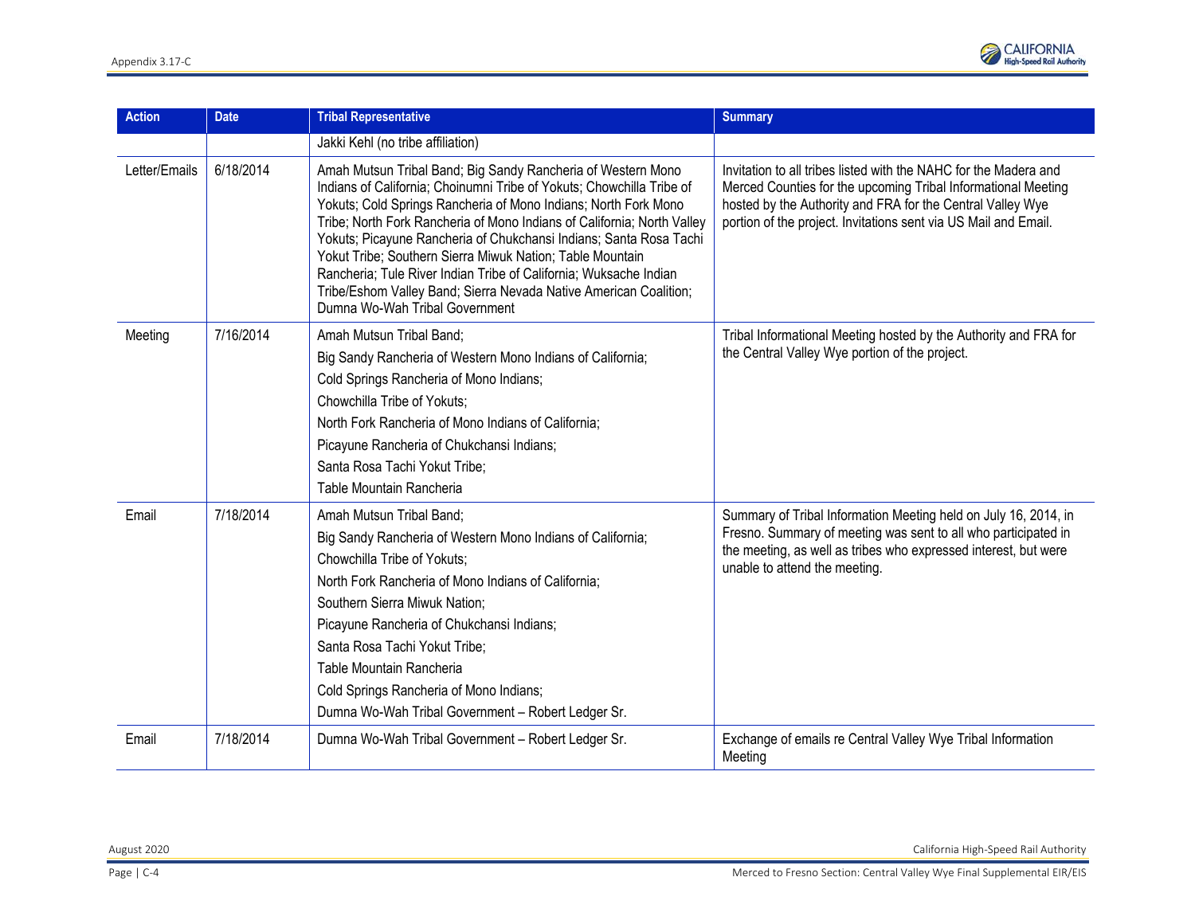| Action | Date | Tribal Representative | Summary |
|---|---|---|---|
| | | Jakki Kehl (no tribe affiliation) | |
| Letter/Emails | 6/18/2014 | Amah Mutsun Tribal Band; Big Sandy Rancheria of Western Mono Indians of California; Choinumni Tribe of Yokuts; Chowchilla Tribe of Yokuts; Cold Springs Rancheria of Mono Indians; North Fork Mono Tribe; North Fork Rancheria of Mono Indians of California; North Valley Yokuts; Picayune Rancheria of Chukchansi Indians; Santa Rosa Tachi Yokut Tribe; Southern Sierra Miwuk Nation; Table Mountain Rancheria; Tule River Indian Tribe of California; Wuksache Indian Tribe/Eshom Valley Band; Sierra Nevada Native American Coalition; Dumna Wo-Wah Tribal Government | Invitation to all tribes listed with the NAHC for the Madera and Merced Counties for the upcoming Tribal Informational Meeting hosted by the Authority and FRA for the Central Valley Wye portion of the project. Invitations sent via US Mail and Email. |
| Meeting | 7/16/2014 | Amah Mutsun Tribal Band;<br>Big Sandy Rancheria of Western Mono Indians of California;<br>Cold Springs Rancheria of Mono Indians;<br>Chowchilla Tribe of Yokuts;<br>North Fork Rancheria of Mono Indians of California;<br>Picayune Rancheria of Chukchansi Indians;<br>Santa Rosa Tachi Yokut Tribe;<br>Table Mountain Rancheria | Tribal Informational Meeting hosted by the Authority and FRA for the Central Valley Wye portion of the project. |
| Email | 7/18/2014 | Amah Mutsun Tribal Band;<br>Big Sandy Rancheria of Western Mono Indians of California;<br>Chowchilla Tribe of Yokuts;<br>North Fork Rancheria of Mono Indians of California;<br>Southern Sierra Miwuk Nation;<br>Picayune Rancheria of Chukchansi Indians;<br>Santa Rosa Tachi Yokut Tribe;<br>Table Mountain Rancheria<br>Cold Springs Rancheria of Mono Indians;<br>Dumna Wo-Wah Tribal Government – Robert Ledger Sr. | Summary of Tribal Information Meeting held on July 16, 2014, in Fresno. Summary of meeting was sent to all who participated in the meeting, as well as tribes who expressed interest, but were unable to attend the meeting. |
| Email | 7/18/2014 | Dumna Wo-Wah Tribal Government – Robert Ledger Sr. | Exchange of emails re Central Valley Wye Tribal Information Meeting |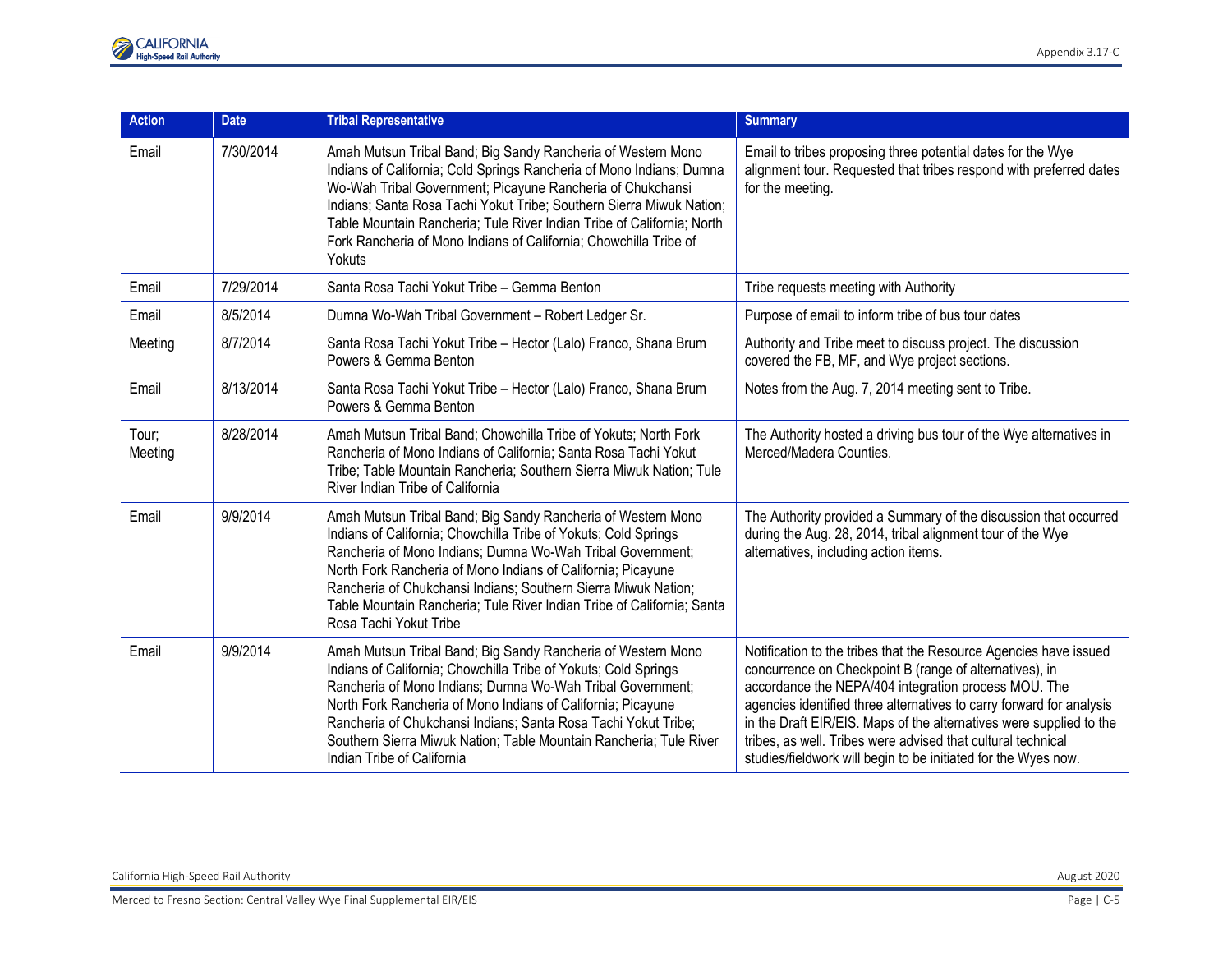| Action | Date | Tribal Representative | Summary |
|---|---|---|---|
| Email | 7/30/2014 | Amah Mutsun Tribal Band; Big Sandy Rancheria of Western Mono Indians of California; Cold Springs Rancheria of Mono Indians; Dumna Wo-Wah Tribal Government; Picayune Rancheria of Chukchansi Indians; Santa Rosa Tachi Yokut Tribe; Southern Sierra Miwuk Nation; Table Mountain Rancheria; Tule River Indian Tribe of California; North Fork Rancheria of Mono Indians of California; Chowchilla Tribe of Yokuts | Email to tribes proposing three potential dates for the Wye alignment tour. Requested that tribes respond with preferred dates for the meeting. |
| Email | 7/29/2014 | Santa Rosa Tachi Yokut Tribe – Gemma Benton | Tribe requests meeting with Authority |
| Email | 8/5/2014 | Dumna Wo-Wah Tribal Government – Robert Ledger Sr. | Purpose of email to inform tribe of bus tour dates |
| Meeting | 8/7/2014 | Santa Rosa Tachi Yokut Tribe – Hector (Lalo) Franco, Shana Brum Powers & Gemma Benton | Authority and Tribe meet to discuss project. The discussion covered the FB, MF, and Wye project sections. |
| Email | 8/13/2014 | Santa Rosa Tachi Yokut Tribe – Hector (Lalo) Franco, Shana Brum Powers & Gemma Benton | Notes from the Aug. 7, 2014 meeting sent to Tribe. |
| Tour; Meeting | 8/28/2014 | Amah Mutsun Tribal Band; Chowchilla Tribe of Yokuts; North Fork Rancheria of Mono Indians of California; Santa Rosa Tachi Yokut Tribe; Table Mountain Rancheria; Southern Sierra Miwuk Nation; Tule River Indian Tribe of California | The Authority hosted a driving bus tour of the Wye alternatives in Merced/Madera Counties. |
| Email | 9/9/2014 | Amah Mutsun Tribal Band; Big Sandy Rancheria of Western Mono Indians of California; Chowchilla Tribe of Yokuts; Cold Springs Rancheria of Mono Indians; Dumna Wo-Wah Tribal Government; North Fork Rancheria of Mono Indians of California; Picayune Rancheria of Chukchansi Indians; Southern Sierra Miwuk Nation; Table Mountain Rancheria; Tule River Indian Tribe of California; Santa Rosa Tachi Yokut Tribe | The Authority provided a Summary of the discussion that occurred during the Aug. 28, 2014, tribal alignment tour of the Wye alternatives, including action items. |
| Email | 9/9/2014 | Amah Mutsun Tribal Band; Big Sandy Rancheria of Western Mono Indians of California; Chowchilla Tribe of Yokuts; Cold Springs Rancheria of Mono Indians; Dumna Wo-Wah Tribal Government; North Fork Rancheria of Mono Indians of California; Picayune Rancheria of Chukchansi Indians; Santa Rosa Tachi Yokut Tribe; Southern Sierra Miwuk Nation; Table Mountain Rancheria; Tule River Indian Tribe of California | Notification to the tribes that the Resource Agencies have issued concurrence on Checkpoint B (range of alternatives), in accordance the NEPA/404 integration process MOU. The agencies identified three alternatives to carry forward for analysis in the Draft EIR/EIS. Maps of the alternatives were supplied to the tribes, as well. Tribes were advised that cultural technical studies/fieldwork will begin to be initiated for the Wyes now. |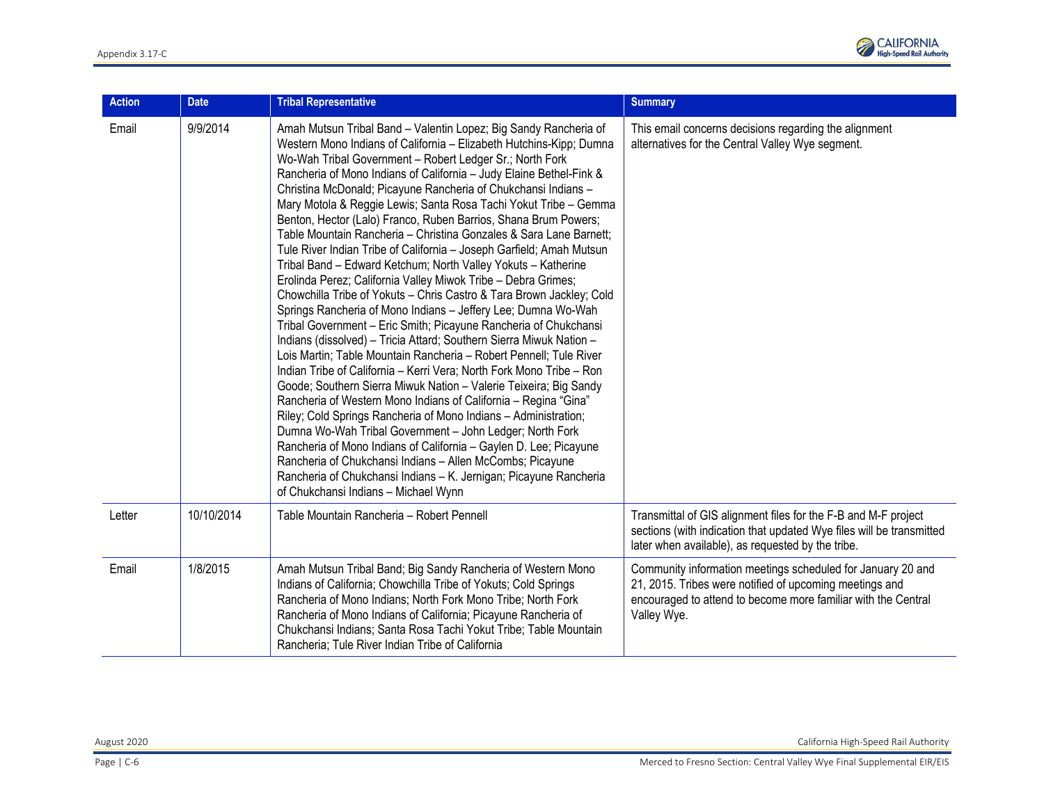| Action | Date | Tribal Representative | Summary |
|---|---|---|---|
| Email | 9/9/2014 | Amah Mutsun Tribal Band – Valentin Lopez; Big Sandy Rancheria of Western Mono Indians of California – Elizabeth Hutchins-Kipp; Dumna Wo-Wah Tribal Government – Robert Ledger Sr.; North Fork Rancheria of Mono Indians of California – Judy Elaine Bethel-Fink & Christina McDonald; Picayune Rancheria of Chukchansi Indians – Mary Motola & Reggie Lewis; Santa Rosa Tachi Yokut Tribe – Gemma Benton, Hector (Lalo) Franco, Ruben Barrios, Shana Brum Powers; Table Mountain Rancheria – Christina Gonzales & Sara Lane Barnett; Tule River Indian Tribe of California – Joseph Garfield; Amah Mutsun Tribal Band – Edward Ketchum; North Valley Yokuts – Katherine Erolinda Perez; California Valley Miwok Tribe – Debra Grimes; Chowchilla Tribe of Yokuts – Chris Castro & Tara Brown Jackley; Cold Springs Rancheria of Mono Indians – Jeffery Lee; Dumna Wo-Wah Tribal Government – Eric Smith; Picayune Rancheria of Chukchansi Indians (dissolved) – Tricia Attard; Southern Sierra Miwuk Nation – Lois Martin; Table Mountain Rancheria – Robert Pennell; Tule River Indian Tribe of California – Kerri Vera; North Fork Mono Tribe – Ron Goode; Southern Sierra Miwuk Nation – Valerie Teixeira; Big Sandy Rancheria of Western Mono Indians of California – Regina "Gina" Riley; Cold Springs Rancheria of Mono Indians – Administration; Dumna Wo-Wah Tribal Government – John Ledger; North Fork Rancheria of Mono Indians of California – Gaylen D. Lee; Picayune Rancheria of Chukchansi Indians – Allen McCombs; Picayune Rancheria of Chukchansi Indians – K. Jernigan; Picayune Rancheria of Chukchansi Indians – Michael Wynn | This email concerns decisions regarding the alignment alternatives for the Central Valley Wye segment. |
| Letter | 10/10/2014 | Table Mountain Rancheria – Robert Pennell | Transmittal of GIS alignment files for the F-B and M-F project sections (with indication that updated Wye files will be transmitted later when available), as requested by the tribe. |
| Email | 1/8/2015 | Amah Mutsun Tribal Band; Big Sandy Rancheria of Western Mono Indians of California; Chowchilla Tribe of Yokuts; Cold Springs Rancheria of Mono Indians; North Fork Mono Tribe; North Fork Rancheria of Mono Indians of California; Picayune Rancheria of Chukchansi Indians; Santa Rosa Tachi Yokut Tribe; Table Mountain Rancheria; Tule River Indian Tribe of California | Community information meetings scheduled for January 20 and 21, 2015. Tribes were notified of upcoming meetings and encouraged to attend to become more familiar with the Central Valley Wye. |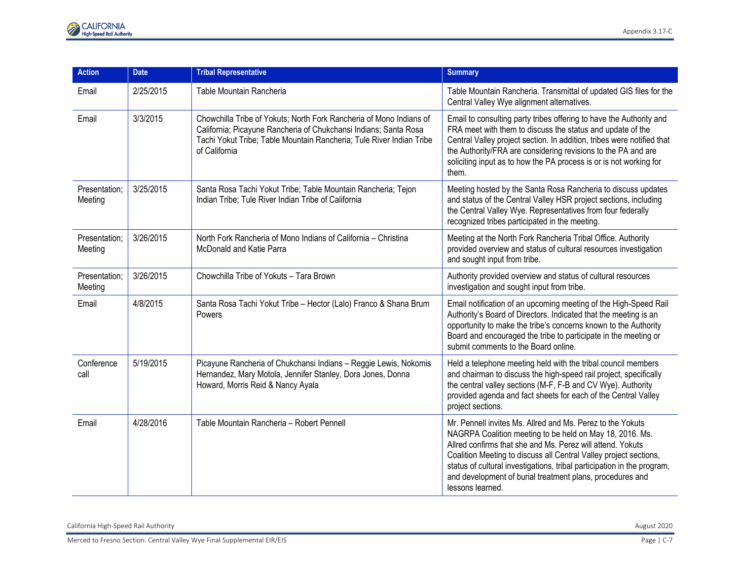| Action | Date | Tribal Representative | Summary |
| --- | --- | --- | --- |
| Email | 2/25/2015 | Table Mountain Rancheria | Table Mountain Rancheria. Transmittal of updated GIS files for the Central Valley Wye alignment alternatives. |
| Email | 3/3/2015 | Chowchilla Tribe of Yokuts; North Fork Rancheria of Mono Indians of California; Picayune Rancheria of Chukchansi Indians; Santa Rosa Tachi Yokut Tribe; Table Mountain Rancheria; Tule River Indian Tribe of California | Email to consulting party tribes offering to have the Authority and FRA meet with them to discuss the status and update of the Central Valley project section. In addition, tribes were notified that the Authority/FRA are considering revisions to the PA and are soliciting input as to how the PA process is or is not working for them. |
| Presentation; Meeting | 3/25/2015 | Santa Rosa Tachi Yokut Tribe; Table Mountain Rancheria; Tejon Indian Tribe; Tule River Indian Tribe of California | Meeting hosted by the Santa Rosa Rancheria to discuss updates and status of the Central Valley HSR project sections, including the Central Valley Wye. Representatives from four federally recognized tribes participated in the meeting. |
| Presentation; Meeting | 3/26/2015 | North Fork Rancheria of Mono Indians of California – Christina McDonald and Katie Parra | Meeting at the North Fork Rancheria Tribal Office. Authority provided overview and status of cultural resources investigation and sought input from tribe. |
| Presentation; Meeting | 3/26/2015 | Chowchilla Tribe of Yokuts – Tara Brown | Authority provided overview and status of cultural resources investigation and sought input from tribe. |
| Email | 4/8/2015 | Santa Rosa Tachi Yokut Tribe – Hector (Lalo) Franco & Shana Brum Powers | Email notification of an upcoming meeting of the High-Speed Rail Authority's Board of Directors. Indicated that the meeting is an opportunity to make the tribe's concerns known to the Authority Board and encouraged the tribe to participate in the meeting or submit comments to the Board online. |
| Conference call | 5/19/2015 | Picayune Rancheria of Chukchansi Indians – Reggie Lewis, Nokomis Hernandez, Mary Motola, Jennifer Stanley, Dora Jones, Donna Howard, Morris Reid & Nancy Ayala | Held a telephone meeting held with the tribal council members and chairman to discuss the high-speed rail project, specifically the central valley sections (M-F, F-B and CV Wye). Authority provided agenda and fact sheets for each of the Central Valley project sections. |
| Email | 4/28/2016 | Table Mountain Rancheria – Robert Pennell | Mr. Pennell invites Ms. Allred and Ms. Perez to the Yokuts NAGRPA Coalition meeting to be held on May 18, 2016. Ms. Allred confirms that she and Ms. Perez will attend. Yokuts Coalition Meeting to discuss all Central Valley project sections, status of cultural investigations, tribal participation in the program, and development of burial treatment plans, procedures and lessons learned. |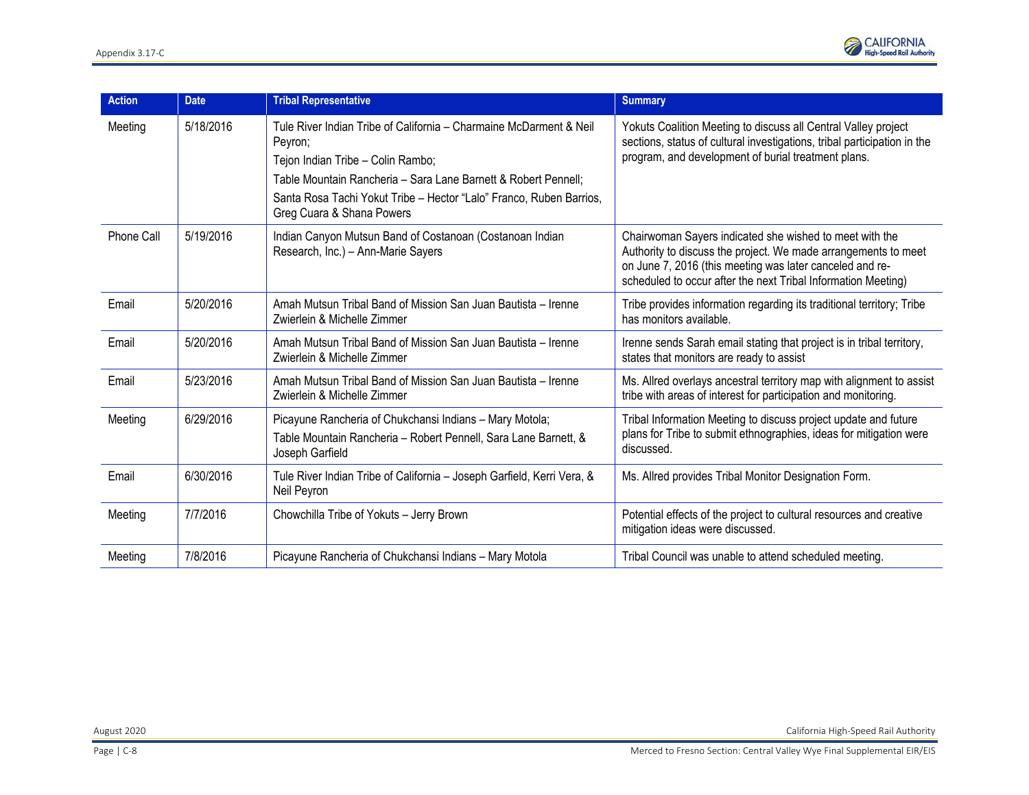| Action | Date | Tribal Representative | Summary |
|---|---|---|---|
| Meeting | 5/18/2016 | Tule River Indian Tribe of California – Charmaine McDarment & Neil Peyron;<br>Tejon Indian Tribe – Colin Rambo;<br>Table Mountain Rancheria – Sara Lane Barnett & Robert Pennell;<br>Santa Rosa Tachi Yokut Tribe – Hector "Lalo" Franco, Ruben Barrios, Greg Cuara & Shana Powers | Yokuts Coalition Meeting to discuss all Central Valley project sections, status of cultural investigations, tribal participation in the program, and development of burial treatment plans. |
| Phone Call | 5/19/2016 | Indian Canyon Mutsun Band of Costanoan (Costanoan Indian Research, Inc.) – Ann-Marie Sayers | Chairwoman Sayers indicated she wished to meet with the Authority to discuss the project. We made arrangements to meet on June 7, 2016 (this meeting was later canceled and re-scheduled to occur after the next Tribal Information Meeting) |
| Email | 5/20/2016 | Amah Mutsun Tribal Band of Mission San Juan Bautista – Irenne Zwierlein & Michelle Zimmer | Tribe provides information regarding its traditional territory; Tribe has monitors available. |
| Email | 5/20/2016 | Amah Mutsun Tribal Band of Mission San Juan Bautista – Irenne Zwierlein & Michelle Zimmer | Irenne sends Sarah email stating that project is in tribal territory, states that monitors are ready to assist |
| Email | 5/23/2016 | Amah Mutsun Tribal Band of Mission San Juan Bautista – Irenne Zwierlein & Michelle Zimmer | Ms. Allred overlays ancestral territory map with alignment to assist tribe with areas of interest for participation and monitoring. |
| Meeting | 6/29/2016 | Picayune Rancheria of Chukchansi Indians – Mary Motola;<br>Table Mountain Rancheria – Robert Pennell, Sara Lane Barnett, & Joseph Garfield | Tribal Information Meeting to discuss project update and future plans for Tribe to submit ethnographies, ideas for mitigation were discussed. |
| Email | 6/30/2016 | Tule River Indian Tribe of California – Joseph Garfield, Kerri Vera, & Neil Peyron | Ms. Allred provides Tribal Monitor Designation Form. |
| Meeting | 7/7/2016 | Chowchilla Tribe of Yokuts – Jerry Brown | Potential effects of the project to cultural resources and creative mitigation ideas were discussed. |
| Meeting | 7/8/2016 | Picayune Rancheria of Chukchansi Indians – Mary Motola | Tribal Council was unable to attend scheduled meeting. |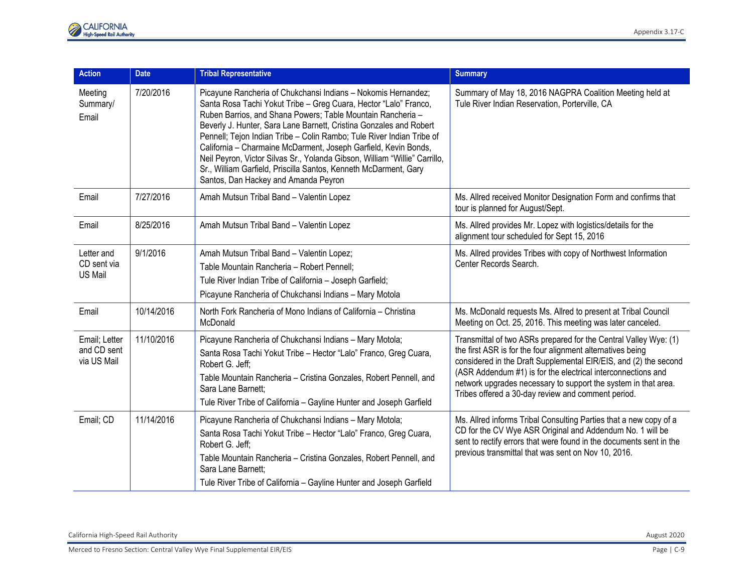| Action | Date | Tribal Representative | Summary |
| --- | --- | --- | --- |
| Meeting Summary/ Email | 7/20/2016 | Picayune Rancheria of Chukchansi Indians – Nokomis Hernandez; Santa Rosa Tachi Yokut Tribe – Greg Cuara, Hector "Lalo" Franco, Ruben Barrios, and Shana Powers; Table Mountain Rancheria – Beverly J. Hunter, Sara Lane Barnett, Cristina Gonzales and Robert Pennell; Tejon Indian Tribe – Colin Rambo; Tule River Indian Tribe of California – Charmaine McDarment, Joseph Garfield, Kevin Bonds, Neil Peyron, Victor Silvas Sr., Yolanda Gibson, William "Willie" Carrillo, Sr., William Garfield, Priscilla Santos, Kenneth McDarment, Gary Santos, Dan Hackey and Amanda Peyron | Summary of May 18, 2016 NAGPRA Coalition Meeting held at Tule River Indian Reservation, Porterville, CA |
| Email | 7/27/2016 | Amah Mutsun Tribal Band – Valentin Lopez | Ms. Allred received Monitor Designation Form and confirms that tour is planned for August/Sept. |
| Email | 8/25/2016 | Amah Mutsun Tribal Band – Valentin Lopez | Ms. Allred provides Mr. Lopez with logistics/details for the alignment tour scheduled for Sept 15, 2016 |
| Letter and CD sent via US Mail | 9/1/2016 | Amah Mutsun Tribal Band – Valentin Lopez; Table Mountain Rancheria – Robert Pennell; Tule River Indian Tribe of California – Joseph Garfield; Picayune Rancheria of Chukchansi Indians – Mary Motola | Ms. Allred provides Tribes with copy of Northwest Information Center Records Search. |
| Email | 10/14/2016 | North Fork Rancheria of Mono Indians of California – Christina McDonald | Ms. McDonald requests Ms. Allred to present at Tribal Council Meeting on Oct. 25, 2016. This meeting was later canceled. |
| Email; Letter and CD sent via US Mail | 11/10/2016 | Picayune Rancheria of Chukchansi Indians – Mary Motola; Santa Rosa Tachi Yokut Tribe – Hector "Lalo" Franco, Greg Cuara, Robert G. Jeff; Table Mountain Rancheria – Cristina Gonzales, Robert Pennell, and Sara Lane Barnett; Tule River Tribe of California – Gayline Hunter and Joseph Garfield | Transmittal of two ASRs prepared for the Central Valley Wye: (1) the first ASR is for the four alignment alternatives being considered in the Draft Supplemental EIR/EIS, and (2) the second (ASR Addendum #1) is for the electrical interconnections and network upgrades necessary to support the system in that area. Tribes offered a 30-day review and comment period. |
| Email; CD | 11/14/2016 | Picayune Rancheria of Chukchansi Indians – Mary Motola; Santa Rosa Tachi Yokut Tribe – Hector "Lalo" Franco, Greg Cuara, Robert G. Jeff; Table Mountain Rancheria – Cristina Gonzales, Robert Pennell, and Sara Lane Barnett; Tule River Tribe of California – Gayline Hunter and Joseph Garfield | Ms. Allred informs Tribal Consulting Parties that a new copy of a CD for the CV Wye ASR Original and Addendum No. 1 will be sent to rectify errors that were found in the documents sent in the previous transmittal that was sent on Nov 10, 2016. |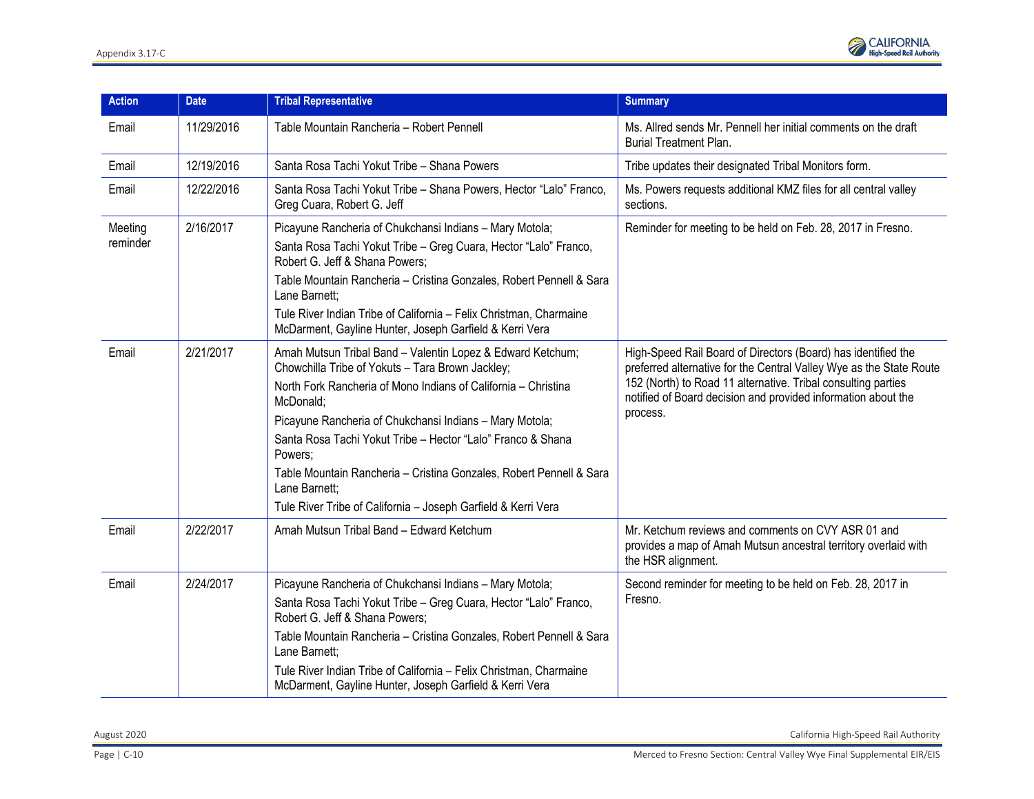| Action | Date | Tribal Representative | Summary |
|---|---|---|---|
| Email | 11/29/2016 | Table Mountain Rancheria – Robert Pennell | Ms. Allred sends Mr. Pennell her initial comments on the draft Burial Treatment Plan. |
| Email | 12/19/2016 | Santa Rosa Tachi Yokut Tribe – Shana Powers | Tribe updates their designated Tribal Monitors form. |
| Email | 12/22/2016 | Santa Rosa Tachi Yokut Tribe – Shana Powers, Hector "Lalo" Franco, Greg Cuara, Robert G. Jeff | Ms. Powers requests additional KMZ files for all central valley sections. |
| Meeting reminder | 2/16/2017 | Picayune Rancheria of Chukchansi Indians – Mary Motola;<br>Santa Rosa Tachi Yokut Tribe – Greg Cuara, Hector "Lalo" Franco, Robert G. Jeff & Shana Powers;<br>Table Mountain Rancheria – Cristina Gonzales, Robert Pennell & Sara Lane Barnett;<br>Tule River Indian Tribe of California – Felix Christman, Charmaine McDarment, Gayline Hunter, Joseph Garfield & Kerri Vera | Reminder for meeting to be held on Feb. 28, 2017 in Fresno. |
| Email | 2/21/2017 | Amah Mutsun Tribal Band – Valentin Lopez & Edward Ketchum; Chowchilla Tribe of Yokuts – Tara Brown Jackley;<br>North Fork Rancheria of Mono Indians of California – Christina McDonald;<br>Picayune Rancheria of Chukchansi Indians – Mary Motola;<br>Santa Rosa Tachi Yokut Tribe – Hector "Lalo" Franco & Shana Powers;<br>Table Mountain Rancheria – Cristina Gonzales, Robert Pennell & Sara Lane Barnett;<br>Tule River Tribe of California – Joseph Garfield & Kerri Vera | High-Speed Rail Board of Directors (Board) has identified the preferred alternative for the Central Valley Wye as the State Route 152 (North) to Road 11 alternative. Tribal consulting parties notified of Board decision and provided information about the process. |
| Email | 2/22/2017 | Amah Mutsun Tribal Band – Edward Ketchum | Mr. Ketchum reviews and comments on CVY ASR 01 and provides a map of Amah Mutsun ancestral territory overlaid with the HSR alignment. |
| Email | 2/24/2017 | Picayune Rancheria of Chukchansi Indians – Mary Motola;<br>Santa Rosa Tachi Yokut Tribe – Greg Cuara, Hector "Lalo" Franco, Robert G. Jeff & Shana Powers;<br>Table Mountain Rancheria – Cristina Gonzales, Robert Pennell & Sara Lane Barnett;<br>Tule River Indian Tribe of California – Felix Christman, Charmaine McDarment, Gayline Hunter, Joseph Garfield & Kerri Vera | Second reminder for meeting to be held on Feb. 28, 2017 in Fresno. |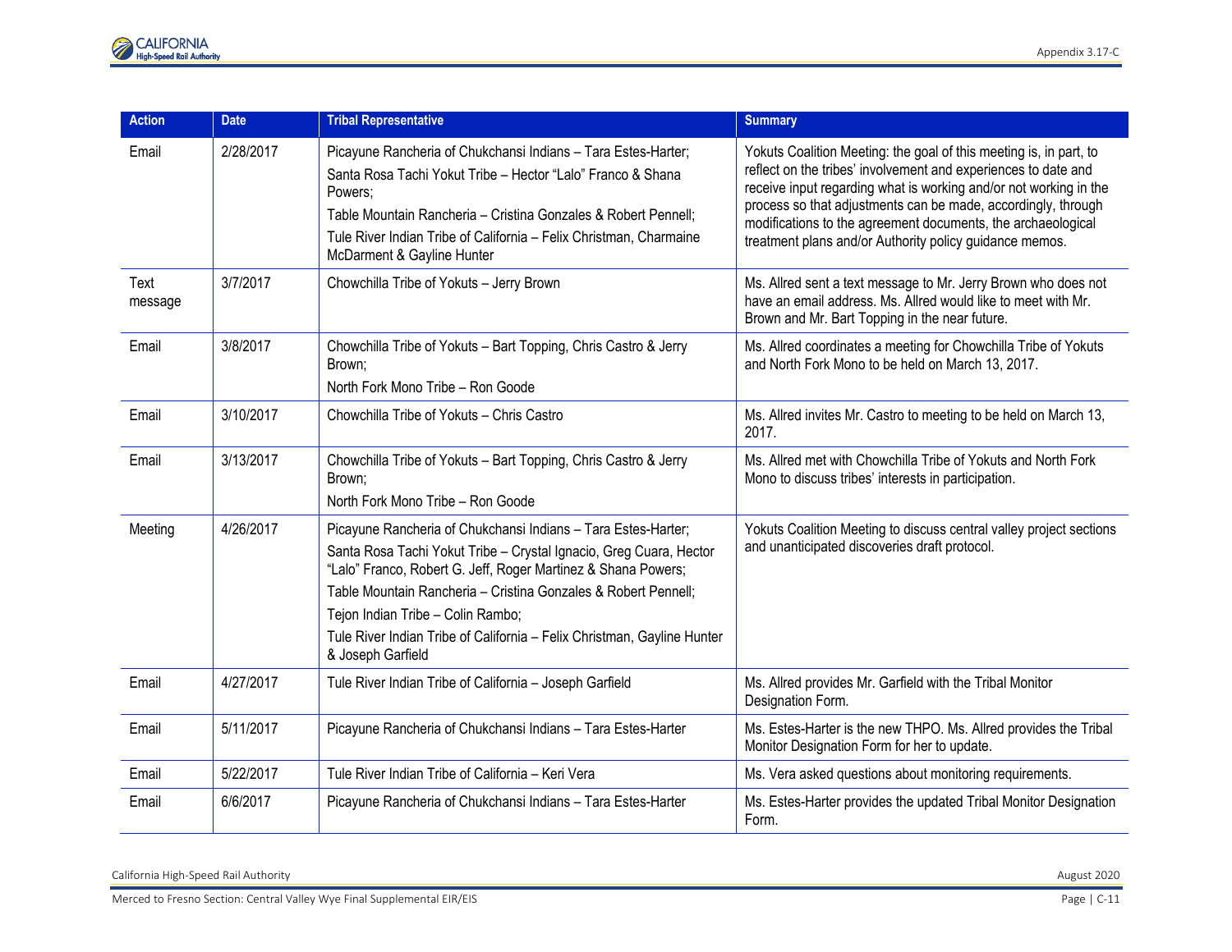| Action | Date | Tribal Representative | Summary |
|---|---|---|---|
| Email | 2/28/2017 | Picayune Rancheria of Chukchansi Indians – Tara Estes-Harter;<br>Santa Rosa Tachi Yokut Tribe – Hector "Lalo" Franco & Shana Powers;<br>Table Mountain Rancheria – Cristina Gonzales & Robert Pennell;<br>Tule River Indian Tribe of California – Felix Christman, Charmaine McDarment & Gayline Hunter | Yokuts Coalition Meeting: the goal of this meeting is, in part, to reflect on the tribes' involvement and experiences to date and receive input regarding what is working and/or not working in the process so that adjustments can be made, accordingly, through modifications to the agreement documents, the archaeological treatment plans and/or Authority policy guidance memos. |
| Text message | 3/7/2017 | Chowchilla Tribe of Yokuts – Jerry Brown | Ms. Allred sent a text message to Mr. Jerry Brown who does not have an email address. Ms. Allred would like to meet with Mr. Brown and Mr. Bart Topping in the near future. |
| Email | 3/8/2017 | Chowchilla Tribe of Yokuts – Bart Topping, Chris Castro & Jerry Brown;<br>North Fork Mono Tribe – Ron Goode | Ms. Allred coordinates a meeting for Chowchilla Tribe of Yokuts and North Fork Mono to be held on March 13, 2017. |
| Email | 3/10/2017 | Chowchilla Tribe of Yokuts – Chris Castro | Ms. Allred invites Mr. Castro to meeting to be held on March 13, 2017. |
| Email | 3/13/2017 | Chowchilla Tribe of Yokuts – Bart Topping, Chris Castro & Jerry Brown;<br>North Fork Mono Tribe – Ron Goode | Ms. Allred met with Chowchilla Tribe of Yokuts and North Fork Mono to discuss tribes' interests in participation. |
| Meeting | 4/26/2017 | Picayune Rancheria of Chukchansi Indians – Tara Estes-Harter;<br>Santa Rosa Tachi Yokut Tribe – Crystal Ignacio, Greg Cuara, Hector "Lalo" Franco, Robert G. Jeff, Roger Martinez & Shana Powers;<br>Table Mountain Rancheria – Cristina Gonzales & Robert Pennell;<br>Tejon Indian Tribe – Colin Rambo;<br>Tule River Indian Tribe of California – Felix Christman, Gayline Hunter & Joseph Garfield | Yokuts Coalition Meeting to discuss central valley project sections and unanticipated discoveries draft protocol. |
| Email | 4/27/2017 | Tule River Indian Tribe of California – Joseph Garfield | Ms. Allred provides Mr. Garfield with the Tribal Monitor Designation Form. |
| Email | 5/11/2017 | Picayune Rancheria of Chukchansi Indians – Tara Estes-Harter | Ms. Estes-Harter is the new THPO. Ms. Allred provides the Tribal Monitor Designation Form for her to update. |
| Email | 5/22/2017 | Tule River Indian Tribe of California – Keri Vera | Ms. Vera asked questions about monitoring requirements. |
| Email | 6/6/2017 | Picayune Rancheria of Chukchansi Indians – Tara Estes-Harter | Ms. Estes-Harter provides the updated Tribal Monitor Designation Form. |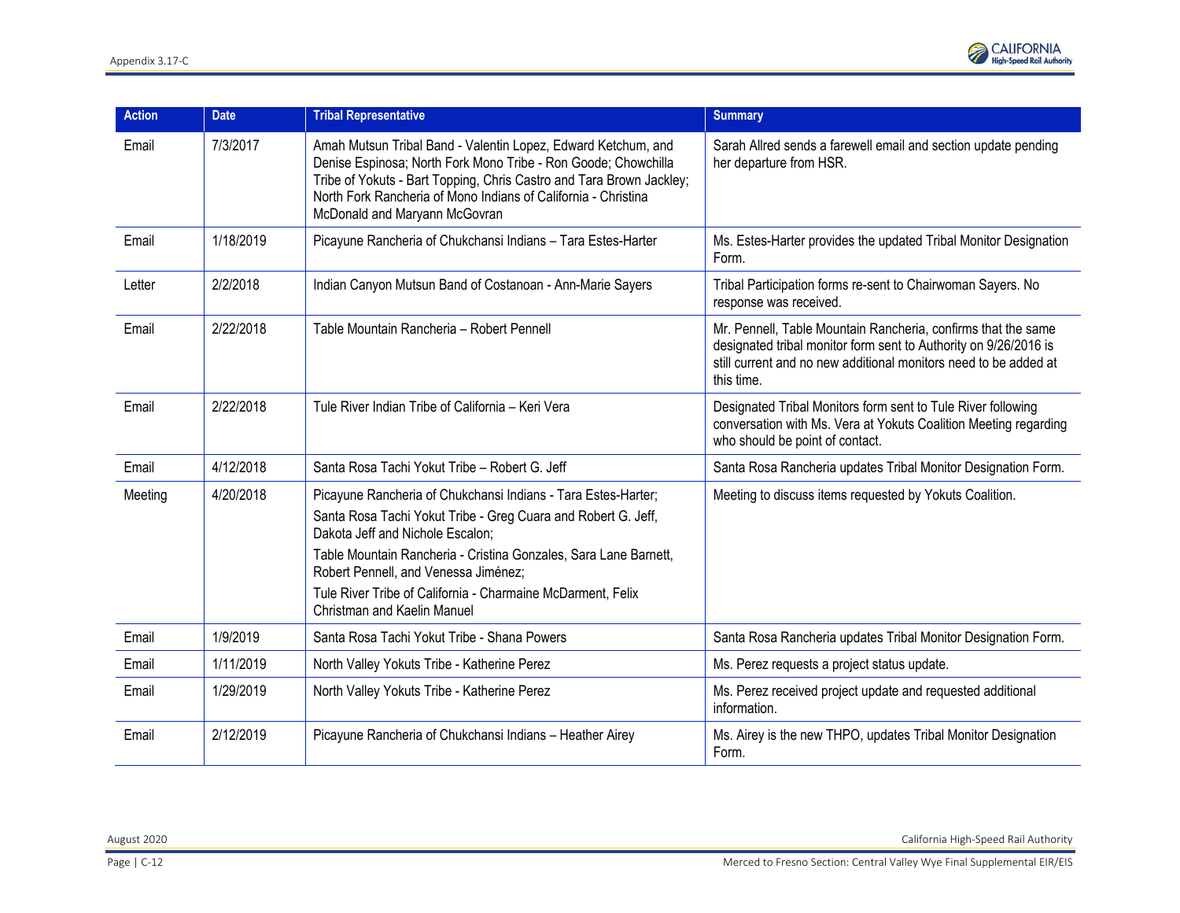| Action | Date | Tribal Representative | Summary |
|---|---|---|---|
| Email | 7/3/2017 | Amah Mutsun Tribal Band - Valentin Lopez, Edward Ketchum, and Denise Espinosa; North Fork Mono Tribe - Ron Goode; Chowchilla Tribe of Yokuts - Bart Topping, Chris Castro and Tara Brown Jackley; North Fork Rancheria of Mono Indians of California - Christina McDonald and Maryann McGovran | Sarah Allred sends a farewell email and section update pending her departure from HSR. |
| Email | 1/18/2019 | Picayune Rancheria of Chukchansi Indians – Tara Estes-Harter | Ms. Estes-Harter provides the updated Tribal Monitor Designation Form. |
| Letter | 2/2/2018 | Indian Canyon Mutsun Band of Costanoan - Ann-Marie Sayers | Tribal Participation forms re-sent to Chairwoman Sayers. No response was received. |
| Email | 2/22/2018 | Table Mountain Rancheria – Robert Pennell | Mr. Pennell, Table Mountain Rancheria, confirms that the same designated tribal monitor form sent to Authority on 9/26/2016 is still current and no new additional monitors need to be added at this time. |
| Email | 2/22/2018 | Tule River Indian Tribe of California – Keri Vera | Designated Tribal Monitors form sent to Tule River following conversation with Ms. Vera at Yokuts Coalition Meeting regarding who should be point of contact. |
| Email | 4/12/2018 | Santa Rosa Tachi Yokut Tribe – Robert G. Jeff | Santa Rosa Rancheria updates Tribal Monitor Designation Form. |
| Meeting | 4/20/2018 | Picayune Rancheria of Chukchansi Indians - Tara Estes-Harter; Santa Rosa Tachi Yokut Tribe - Greg Cuara and Robert G. Jeff, Dakota Jeff and Nichole Escalon; Table Mountain Rancheria - Cristina Gonzales, Sara Lane Barnett, Robert Pennell, and Venessa Jiménez; Tule River Tribe of California - Charmaine McDarment, Felix Christman and Kaelin Manuel | Meeting to discuss items requested by Yokuts Coalition. |
| Email | 1/9/2019 | Santa Rosa Tachi Yokut Tribe - Shana Powers | Santa Rosa Rancheria updates Tribal Monitor Designation Form. |
| Email | 1/11/2019 | North Valley Yokuts Tribe - Katherine Perez | Ms. Perez requests a project status update. |
| Email | 1/29/2019 | North Valley Yokuts Tribe - Katherine Perez | Ms. Perez received project update and requested additional information. |
| Email | 2/12/2019 | Picayune Rancheria of Chukchansi Indians – Heather Airey | Ms. Airey is the new THPO, updates Tribal Monitor Designation Form. |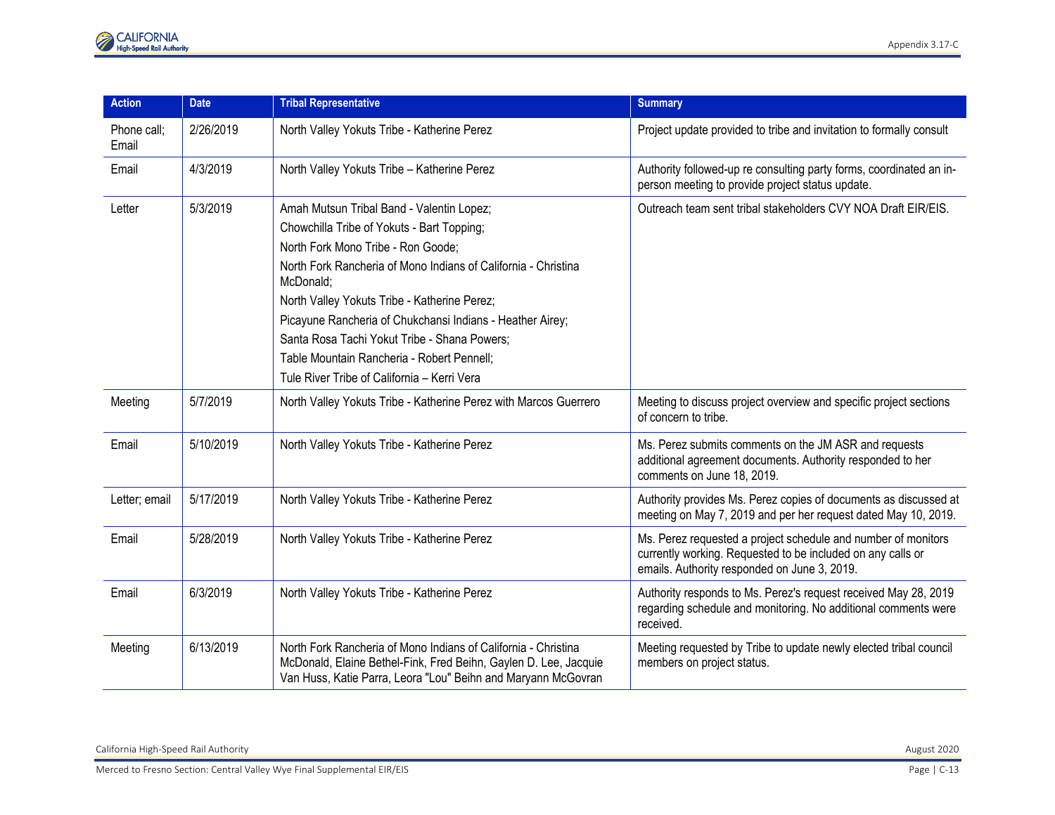| Action | Date | Tribal Representative | Summary |
|---|---|---|---|
| Phone call; Email | 2/26/2019 | North Valley Yokuts Tribe - Katherine Perez | Project update provided to tribe and invitation to formally consult |
| Email | 4/3/2019 | North Valley Yokuts Tribe – Katherine Perez | Authority followed-up re consulting party forms, coordinated an in-person meeting to provide project status update. |
| Letter | 5/3/2019 | Amah Mutsun Tribal Band - Valentin Lopez; Chowchilla Tribe of Yokuts - Bart Topping; North Fork Mono Tribe - Ron Goode; North Fork Rancheria of Mono Indians of California - Christina McDonald; North Valley Yokuts Tribe - Katherine Perez; Picayune Rancheria of Chukchansi Indians - Heather Airey; Santa Rosa Tachi Yokut Tribe - Shana Powers; Table Mountain Rancheria - Robert Pennell; Tule River Tribe of California – Kerri Vera | Outreach team sent tribal stakeholders CVY NOA Draft EIR/EIS. |
| Meeting | 5/7/2019 | North Valley Yokuts Tribe - Katherine Perez with Marcos Guerrero | Meeting to discuss project overview and specific project sections of concern to tribe. |
| Email | 5/10/2019 | North Valley Yokuts Tribe - Katherine Perez | Ms. Perez submits comments on the JM ASR and requests additional agreement documents. Authority responded to her comments on June 18, 2019. |
| Letter; email | 5/17/2019 | North Valley Yokuts Tribe - Katherine Perez | Authority provides Ms. Perez copies of documents as discussed at meeting on May 7, 2019 and per her request dated May 10, 2019. |
| Email | 5/28/2019 | North Valley Yokuts Tribe - Katherine Perez | Ms. Perez requested a project schedule and number of monitors currently working. Requested to be included on any calls or emails. Authority responded on June 3, 2019. |
| Email | 6/3/2019 | North Valley Yokuts Tribe - Katherine Perez | Authority responds to Ms. Perez's request received May 28, 2019 regarding schedule and monitoring. No additional comments were received. |
| Meeting | 6/13/2019 | North Fork Rancheria of Mono Indians of California - Christina McDonald, Elaine Bethel-Fink, Fred Beihn, Gaylen D. Lee, Jacquie Van Huss, Katie Parra, Leora "Lou" Beihn and Maryann McGovran | Meeting requested by Tribe to update newly elected tribal council members on project status. |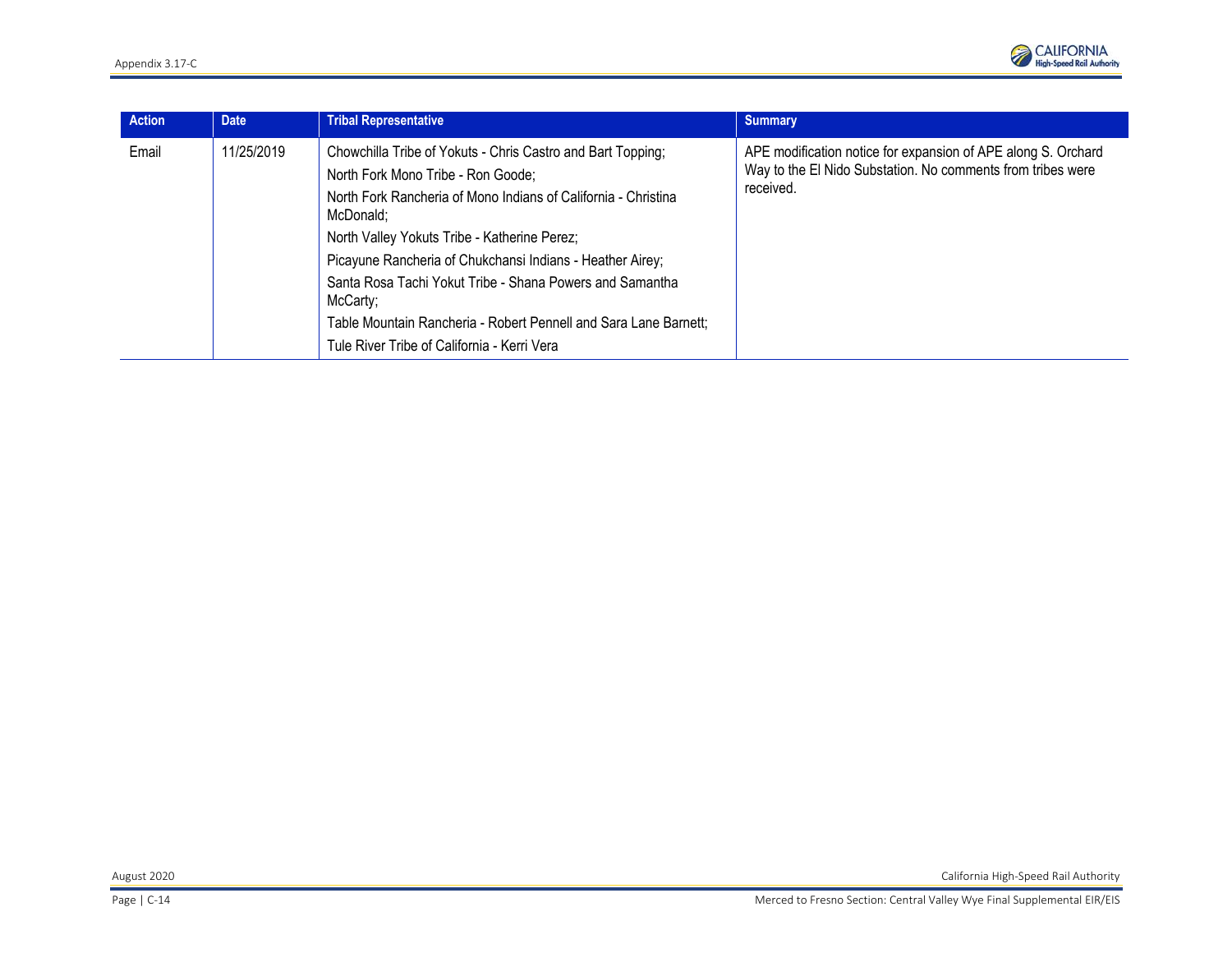| Action | Date | Tribal Representative | Summary |
|---|---|---|---|
| Email | 11/25/2019 | Chowchilla Tribe of Yokuts - Chris Castro and Bart Topping;<br>North Fork Mono Tribe - Ron Goode;<br>North Fork Rancheria of Mono Indians of California - Christina McDonald;<br>North Valley Yokuts Tribe - Katherine Perez;<br>Picayune Rancheria of Chukchansi Indians - Heather Airey;<br>Santa Rosa Tachi Yokut Tribe - Shana Powers and Samantha McCarty;<br>Table Mountain Rancheria - Robert Pennell and Sara Lane Barnett;<br>Tule River Tribe of California - Kerri Vera | APE modification notice for expansion of APE along S. Orchard Way to the El Nido Substation. No comments from tribes were received. |